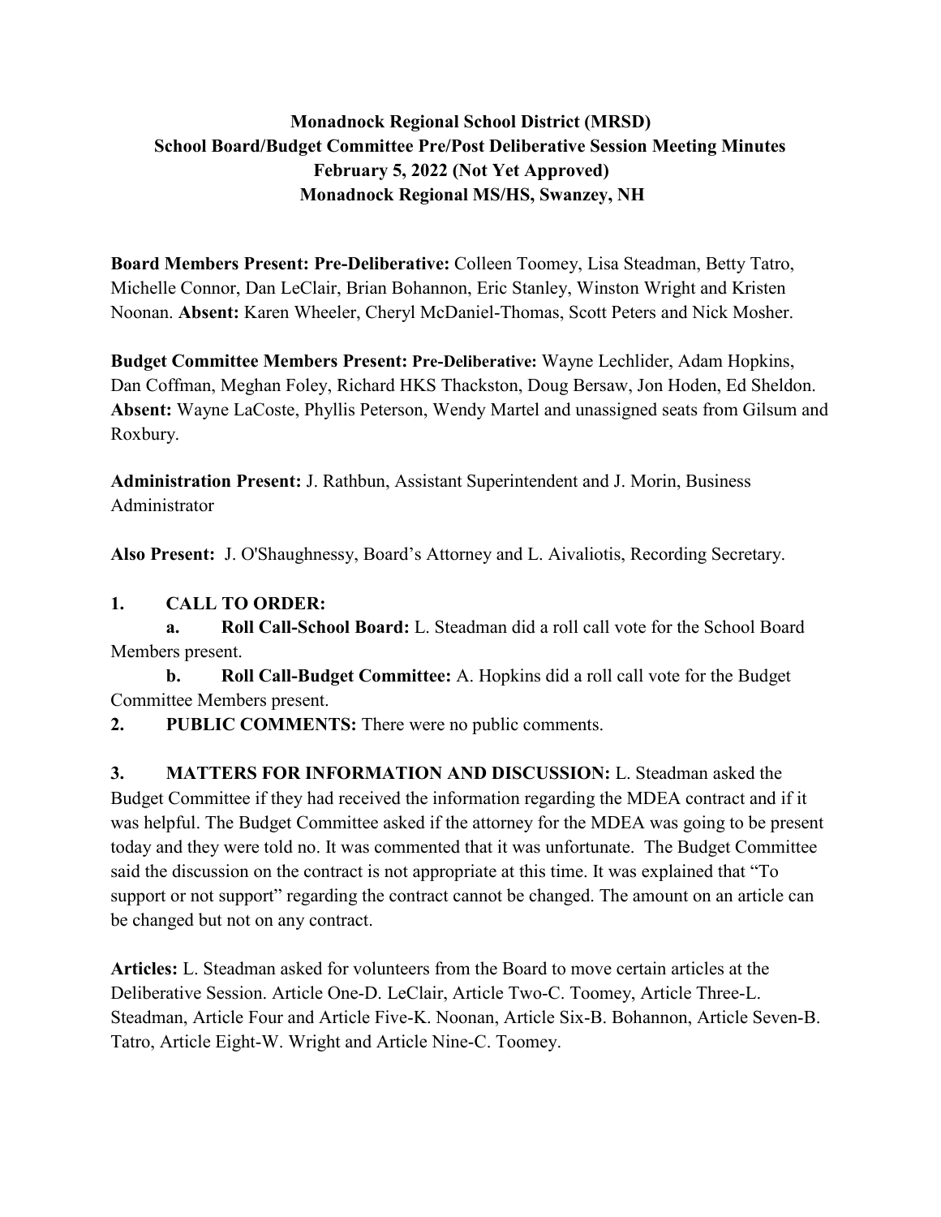# Monadnock Regional School District (MRSD)
## School Board/Budget Committee Pre/Post Deliberative Session Meeting Minutes
### February 5, 2022 (Not Yet Approved)
### Monadnock Regional MS/HS, Swanzey, NH

**Board Members Present: Pre-Deliberative:** Colleen Toomey, Lisa Steadman, Betty Tatro, Michelle Connor, Dan LeClair, Brian Bohannon, Eric Stanley, Winston Wright and Kristen Noonan. **Absent:** Karen Wheeler, Cheryl McDaniel-Thomas, Scott Peters and Nick Mosher.

**Budget Committee Members Present: Pre-Deliberative:** Wayne Lechlider, Adam Hopkins, Dan Coffman, Meghan Foley, Richard HKS Thackston, Doug Bersaw, Jon Hoden, Ed Sheldon. **Absent:** Wayne LaCoste, Phyllis Peterson, Wendy Martel and unassigned seats from Gilsum and Roxbury.

**Administration Present:** J. Rathbun, Assistant Superintendent and J. Morin, Business Administrator

**Also Present:** J. O'Shaughnessy, Board's Attorney and L. Aivaliotis, Recording Secretary.

**1. CALL TO ORDER:**

**a. Roll Call-School Board:** L. Steadman did a roll call vote for the School Board Members present.

**b. Roll Call-Budget Committee:** A. Hopkins did a roll call vote for the Budget Committee Members present.

**2. PUBLIC COMMENTS:** There were no public comments.

**3. MATTERS FOR INFORMATION AND DISCUSSION:** L. Steadman asked the Budget Committee if they had received the information regarding the MDEA contract and if it was helpful. The Budget Committee asked if the attorney for the MDEA was going to be present today and they were told no. It was commented that it was unfortunate. The Budget Committee said the discussion on the contract is not appropriate at this time. It was explained that "To support or not support" regarding the contract cannot be changed. The amount on an article can be changed but not on any contract.

**Articles:** L. Steadman asked for volunteers from the Board to move certain articles at the Deliberative Session. Article One-D. LeClair, Article Two-C. Toomey, Article Three-L. Steadman, Article Four and Article Five-K. Noonan, Article Six-B. Bohannon, Article Seven-B. Tatro, Article Eight-W. Wright and Article Nine-C. Toomey.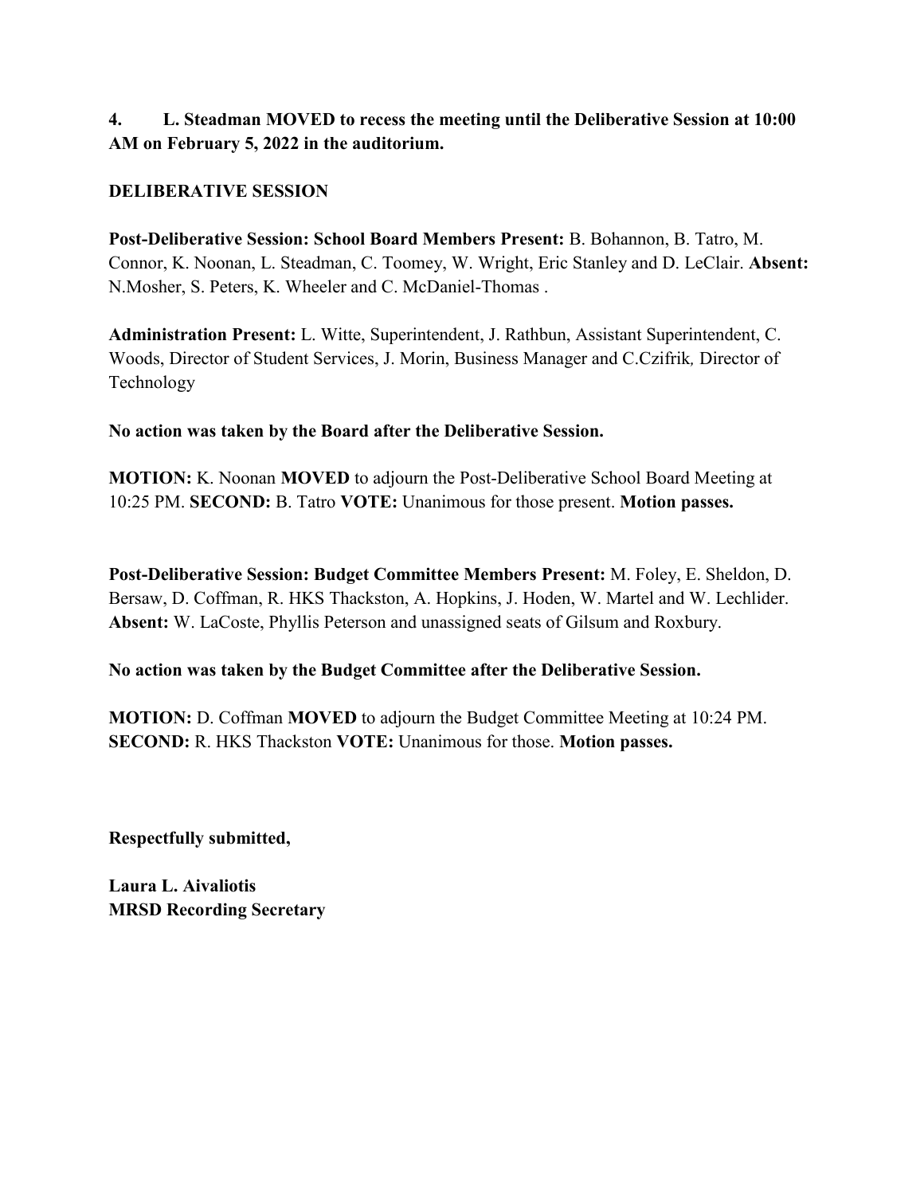**4. L. Steadman MOVED to recess the meeting until the Deliberative Session at 10:00 AM on February 5, 2022 in the auditorium.**

**DELIBERATIVE SESSION**

**Post-Deliberative Session: School Board Members Present:** B. Bohannon, B. Tatro, M. Connor, K. Noonan, L. Steadman, C. Toomey, W. Wright, Eric Stanley and D. LeClair. **Absent:** N.Mosher, S. Peters, K. Wheeler and C. McDaniel-Thomas .

**Administration Present:** L. Witte, Superintendent, J. Rathbun, Assistant Superintendent, C. Woods, Director of Student Services, J. Morin, Business Manager and C.Czifrik*,* Director of Technology

**No action was taken by the Board after the Deliberative Session.**

**MOTION:** K. Noonan **MOVED** to adjourn the Post-Deliberative School Board Meeting at 10:25 PM. **SECOND:** B. Tatro **VOTE:** Unanimous for those present. **Motion passes.**

**Post-Deliberative Session: Budget Committee Members Present:** M. Foley, E. Sheldon, D. Bersaw, D. Coffman, R. HKS Thackston, A. Hopkins, J. Hoden, W. Martel and W. Lechlider. **Absent:** W. LaCoste, Phyllis Peterson and unassigned seats of Gilsum and Roxbury.

**No action was taken by the Budget Committee after the Deliberative Session.**

**MOTION:** D. Coffman **MOVED** to adjourn the Budget Committee Meeting at 10:24 PM. **SECOND:** R. HKS Thackston **VOTE:** Unanimous for those. **Motion passes.**

**Respectfully submitted,**

**Laura L. Aivaliotis**
**MRSD Recording Secretary**